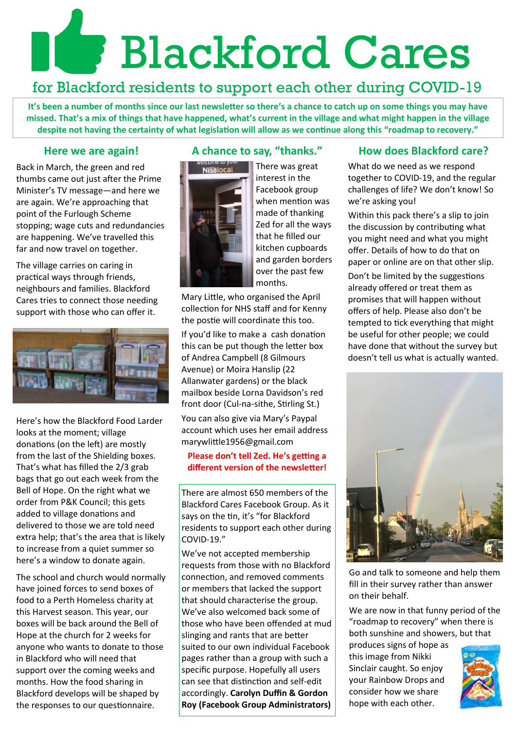# Blackford Cares

## for Blackford residents to support each other during COVID-19

**It's been a number of months since our last newsletter so there's a chance to catch up on some things you may have missed. That's a mix of things that have happened, what's current in the village and what might happen in the village despite not having the certainty of what legislation will allow as we continue along this "roadmap to recovery."**

## Here we are again!

Back in March, the green and red thumbs came out just after the Prime Minister's TV message—and here we are again. We're approaching that point of the Furlough Scheme stopping; wage cuts and redundancies are happening. We've travelled this far and now travel on together.

The village carries on caring in practical ways through friends, neighbours and families. Blackford Cares tries to connect those needing support with those who can offer it.

Here's how the Blackford Food Larder looks at the moment; village donations (on the left) are mostly from the last of the Shielding boxes. That's what has filled the 2/3 grab bags that go out each week from the Bell of Hope. On the right what we order from P&K Council; this gets added to village donations and delivered to those we are told need extra help; that's the area that is likely to increase from a quiet summer so here's a window to donate again.

The school and church would normally have joined forces to send boxes of food to a Perth Homeless charity at this Harvest season. This year, our boxes will be back around the Bell of Hope at the church for 2 weeks for anyone who wants to donate to those in Blackford who will need that support over the coming weeks and months. How the food sharing in Blackford develops will be shaped by the responses to our questionnaire.

## A chance to say, "thanks."

There was great interest in the Facebook group when mention was made of thanking Zed for all the ways that he filled our kitchen cupboards and garden borders over the past few months.

Mary Little, who organised the April collection for NHS staff and for Kenny the postie will coordinate this too.

If you'd like to make a cash donation this can be put though the letter box of Andrea Campbell (8 Gilmours Avenue) or Moira Hanslip (22 Allanwater gardens) or the black mailbox beside Lorna Davidson's red front door (Cul-na-sithe, Stirling St.)

You can also give via Mary's Paypal account which uses her email address marywlittle1956@gmail.com

**Please don't tell Zed. He's getting a different version of the newsletter!**

There are almost 650 members of the Blackford Cares Facebook Group. As it says on the tin, it's "for Blackford residents to support each other during COVID-19."

We've not accepted membership requests from those with no Blackford connection, and removed comments or members that lacked the support that should characterise the group. We've also welcomed back some of those who have been offended at mud slinging and rants that are better suited to our own individual Facebook pages rather than a group with such a specific purpose. Hopefully all users can see that distinction and self-edit accordingly. **Carolyn Duffin & Gordon Roy (Facebook Group Administrators)**

## How does Blackford care?

What do we need as we respond together to COVID-19, and the regular challenges of life? We don't know! So we're asking you!

Within this pack there's a slip to join the discussion by contributing what you might need and what you might offer. Details of how to do that on paper or online are on that other slip.

Don't be limited by the suggestions already offered or treat them as promises that will happen without offers of help. Please also don't be tempted to tick everything that might be useful for other people; we could have done that without the survey but doesn't tell us what is actually wanted.

Go and talk to someone and help them fill in their survey rather than answer on their behalf.

We are now in that funny period of the "roadmap to recovery" when there is both sunshine and showers, but that produces signs of hope as this image from Nikki Sinclair caught. So enjoy your Rainbow Drops and consider how we share hope with each other.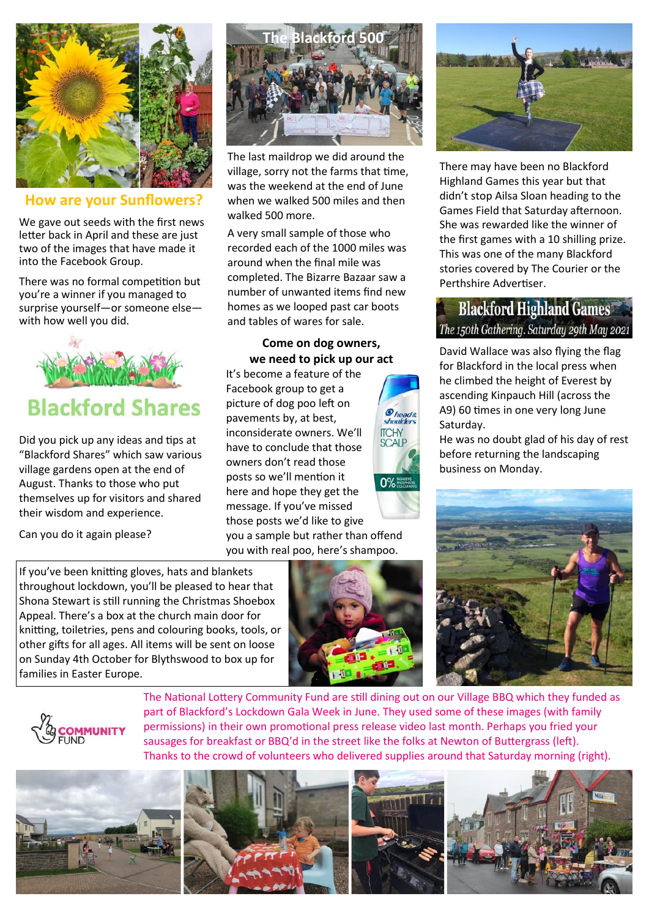## How are your Sunflowers?

We gave out seeds with the first news letter back in April and these are just two of the images that have made it into the Facebook Group.

There was no formal competition but you're a winner if you managed to surprise yourself—or someone else—with how well you did.

## Blackford Shares

Did you pick up any ideas and tips at "Blackford Shares" which saw various village gardens open at the end of August. Thanks to those who put themselves up for visitors and shared their wisdom and experience.

Can you do it again please?

## The Blackford 500

The last maildrop we did around the village, sorry not the farms that time, was the weekend at the end of June when we walked 500 miles and then walked 500 more.

A very small sample of those who recorded each of the 1000 miles was around when the final mile was completed. The Bizarre Bazaar saw a number of unwanted items find new homes as we looped past car boots and tables of wares for sale.

### Come on dog owners, we need to pick up our act

It's become a feature of the Facebook group to get a picture of dog poo left on pavements by, at best, inconsiderate owners. We'll have to conclude that those owners don't read those posts so we'll mention it here and hope they get the message. If you've missed those posts we'd like to give you a sample but rather than offend you with real poo, here's shampoo.

There may have been no Blackford Highland Games this year but that didn't stop Ailsa Sloan heading to the Games Field that Saturday afternoon. She was rewarded like the winner of the first games with a 10 shilling prize. This was one of the many Blackford stories covered by The Courier or the Perthshire Advertiser.

**Blackford Highland Games**
*The 150th Gathering. Saturday 29th May 2021*

David Wallace was also flying the flag for Blackford in the local press when he climbed the height of Everest by ascending Kinpauch Hill (across the A9) 60 times in one very long June Saturday.

He was no doubt glad of his day of rest before returning the landscaping business on Monday.

If you've been knitting gloves, hats and blankets throughout lockdown, you'll be pleased to hear that Shona Stewart is still running the Christmas Shoebox Appeal. There's a box at the church main door for knitting, toiletries, pens and colouring books, tools, or other gifts for all ages. All items will be sent on loose on Sunday 4th October for Blythswood to box up for families in Eastern Europe.

The National Lottery Community Fund are still dining out on our Village BBQ which they funded as part of Blackford's Lockdown Gala Week in June. They used some of these images (with family permissions) in their own promotional press release video last month. Perhaps you fried your sausages for breakfast or BBQ'd in the street like the folks at Newton of Buttergrass (left). Thanks to the crowd of volunteers who delivered supplies around that Saturday morning (right).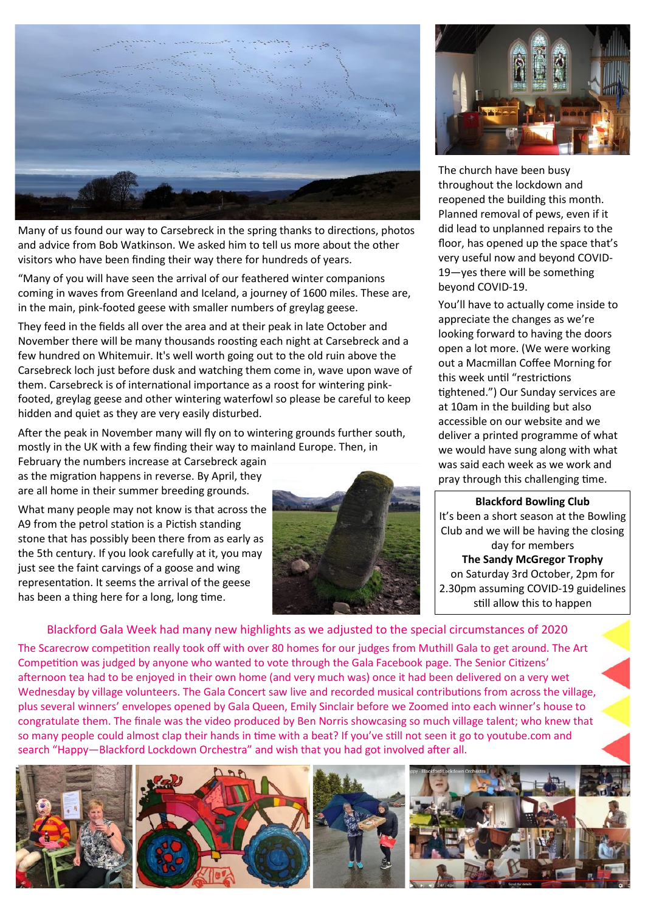Many of us found our way to Carsebreck in the spring thanks to directions, photos and advice from Bob Watkinson. We asked him to tell us more about the other visitors who have been finding their way there for hundreds of years.

"Many of you will have seen the arrival of our feathered winter companions coming in waves from Greenland and Iceland, a journey of 1600 miles. These are, in the main, pink-footed geese with smaller numbers of greylag geese.

They feed in the fields all over the area and at their peak in late October and November there will be many thousands roosting each night at Carsebreck and a few hundred on Whitemuir. It's well worth going out to the old ruin above the Carsebreck loch just before dusk and watching them come in, wave upon wave of them. Carsebreck is of international importance as a roost for wintering pink-footed, greylag geese and other wintering waterfowl so please be careful to keep hidden and quiet as they are very easily disturbed.

After the peak in November many will fly on to wintering grounds further south, mostly in the UK with a few finding their way to mainland Europe. Then, in February the numbers increase at Carsebreck again as the migration happens in reverse. By April, they are all home in their summer breeding grounds.

What many people may not know is that across the A9 from the petrol station is a Pictish standing stone that has possibly been there from as early as the 5th century. If you look carefully at it, you may just see the faint carvings of a goose and wing representation. It seems the arrival of the geese has been a thing here for a long, long time.

The church have been busy throughout the lockdown and reopened the building this month. Planned removal of pews, even if it did lead to unplanned repairs to the floor, has opened up the space that's very useful now and beyond COVID-19—yes there will be something beyond COVID-19.

You'll have to actually come inside to appreciate the changes as we're looking forward to having the doors open a lot more. (We were working out a Macmillan Coffee Morning for this week until "restrictions tightened.") Our Sunday services are at 10am in the building but also accessible on our website and we deliver a printed programme of what we would have sung along with what was said each week as we work and pray through this challenging time.

**Blackford Bowling Club**

It's been a short season at the Bowling Club and we will be having the closing day for members

**The Sandy McGregor Trophy**

on Saturday 3rd October, 2pm for 2.30pm assuming COVID-19 guidelines still allow this to happen

## Blackford Gala Week had many new highlights as we adjusted to the special circumstances of 2020

The Scarecrow competition really took off with over 80 homes for our judges from Muthill Gala to get around. The Art Competition was judged by anyone who wanted to vote through the Gala Facebook page. The Senior Citizens' afternoon tea had to be enjoyed in their own home (and very much was) once it had been delivered on a very wet Wednesday by village volunteers. The Gala Concert saw live and recorded musical contributions from across the village, plus several winners' envelopes opened by Gala Queen, Emily Sinclair before we Zoomed into each winner's house to congratulate them. The finale was the video produced by Ben Norris showcasing so much village talent; who knew that so many people could almost clap their hands in time with a beat? If you've still not seen it go to youtube.com and search "Happy—Blackford Lockdown Orchestra" and wish that you had got involved after all.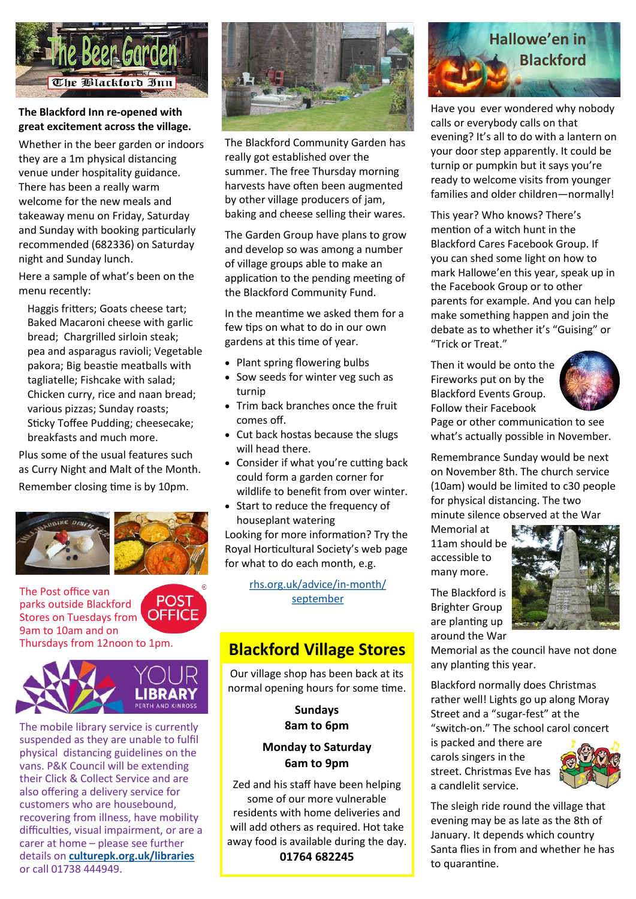# The Beer Garden

The Blackford Inn

**The Blackford Inn re-opened with great excitement across the village.**

Whether in the beer garden or indoors they are a 1m physical distancing venue under hospitality guidance. There has been a really warm welcome for the new meals and takeaway menu on Friday, Saturday and Sunday with booking particularly recommended (682336) on Saturday night and Sunday lunch.

Here a sample of what's been on the menu recently:

Haggis fritters; Goats cheese tart; Baked Macaroni cheese with garlic bread; Chargrilled sirloin steak; pea and asparagus ravioli; Vegetable pakora; Big beastie meatballs with tagliatelle; Fishcake with salad; Chicken curry, rice and naan bread; various pizzas; Sunday roasts; Sticky Toffee Pudding; cheesecake; breakfasts and much more.

Plus some of the usual features such as Curry Night and Malt of the Month.

Remember closing time is by 10pm.

The Post office van parks outside Blackford Stores on Tuesdays from 9am to 10am and on Thursdays from 12noon to 1pm.

POST OFFICE

YOUR LIBRARY
PERTH AND KINROSS

The mobile library service is currently suspended as they are unable to fulfil physical distancing guidelines on the vans. P&K Council will be extending their Click & Collect Service and are also offering a delivery service for customers who are housebound, recovering from illness, have mobility difficulties, visual impairment, or are a carer at home – please see further details on **culturepk.org.uk/libraries** or call 01738 444949.

The Blackford Community Garden has really got established over the summer. The free Thursday morning harvests have often been augmented by other village producers of jam, baking and cheese selling their wares.

The Garden Group have plans to grow and develop so was among a number of village groups able to make an application to the pending meeting of the Blackford Community Fund.

In the meantime we asked them for a few tips on what to do in our own gardens at this time of year.

- Plant spring flowering bulbs
- Sow seeds for winter veg such as turnip
- Trim back branches once the fruit comes off.
- Cut back hostas because the slugs will head there.
- Consider if what you're cutting back could form a garden corner for wildlife to benefit from over winter.
- Start to reduce the frequency of houseplant watering

Looking for more information? Try the Royal Horticultural Society's web page for what to do each month, e.g.

rhs.org.uk/advice/in-month/september

## Blackford Village Stores

Our village shop has been back at its normal opening hours for some time.

**Sundays**
**8am to 6pm**

**Monday to Saturday**
**6am to 9pm**

Zed and his staff have been helping some of our more vulnerable residents with home deliveries and will add others as required. Hot take away food is available during the day.

**01764 682245**

## Hallowe'en in Blackford

Have you ever wondered why nobody calls or everybody calls on that evening? It's all to do with a lantern on your door step apparently. It could be turnip or pumpkin but it says you're ready to welcome visits from younger families and older children—normally!

This year? Who knows? There's mention of a witch hunt in the Blackford Cares Facebook Group. If you can shed some light on how to mark Hallowe'en this year, speak up in the Facebook Group or to other parents for example. And you can help make something happen and join the debate as to whether it's "Guising" or "Trick or Treat."

Then it would be onto the Fireworks put on by the Blackford Events Group. Follow their Facebook Page or other communication to see what's actually possible in November.

Remembrance Sunday would be next on November 8th. The church service (10am) would be limited to c30 people for physical distancing. The two minute silence observed at the War Memorial at 11am should be accessible to many more.

The Blackford is Brighter Group are planting up around the War Memorial as the council have not done any planting this year.

Blackford normally does Christmas rather well! Lights go up along Moray Street and a "sugar-fest" at the "switch-on." The school carol concert is packed and there are carols singers in the street. Christmas Eve has a candlelit service.

The sleigh ride round the village that evening may be as late as the 8th of January. It depends which country Santa flies in from and whether he has to quarantine.